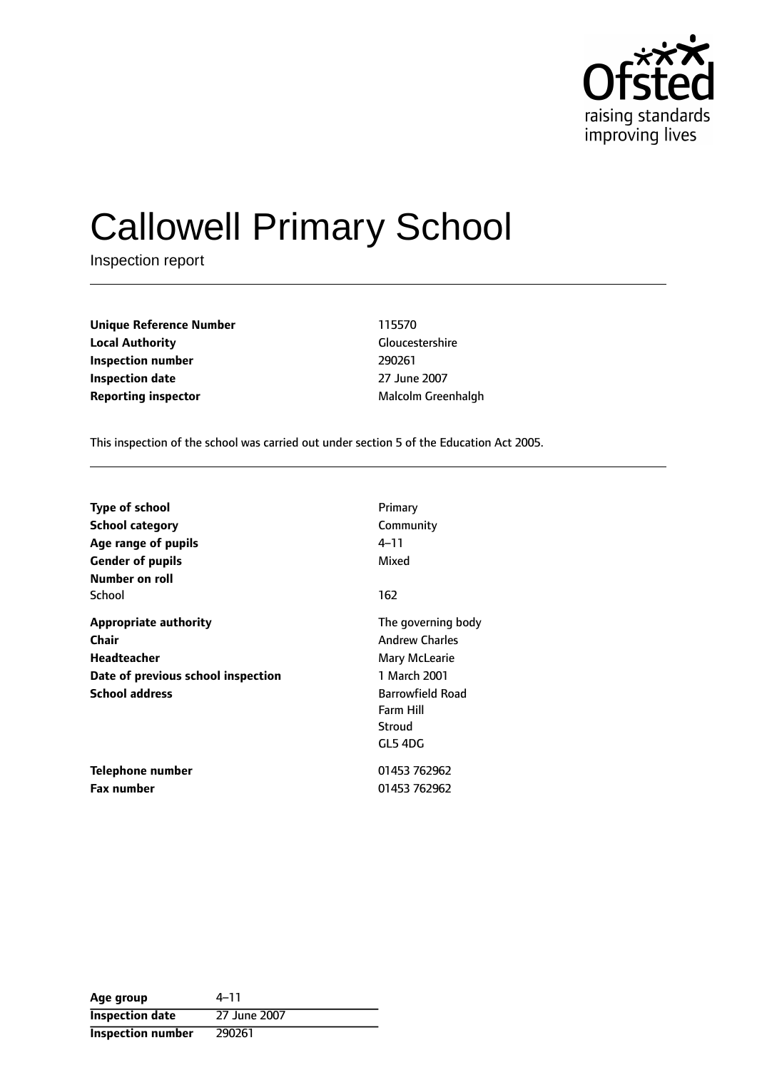Ofsted
raising standards
improving lives

# Callowell Primary School

Inspection report

| | |
|---|---|
| **Unique Reference Number** | 115570 |
| **Local Authority** | Gloucestershire |
| **Inspection number** | 290261 |
| **Inspection date** | 27 June 2007 |
| **Reporting inspector** | Malcolm Greenhalgh |

This inspection of the school was carried out under section 5 of the Education Act 2005.

| | |
|---|---|
| **Type of school** | Primary |
| **School category** | Community |
| **Age range of pupils** | 4–11 |
| **Gender of pupils** | Mixed |
| **Number on roll** | |
| School | 162 |
| **Appropriate authority** | The governing body |
| **Chair** | Andrew Charles |
| **Headteacher** | Mary McLearie |
| **Date of previous school inspection** | 1 March 2001 |
| **School address** | Barrowfield Road<br>Farm Hill<br>Stroud<br>GL5 4DG |
| **Telephone number** | 01453 762962 |
| **Fax number** | 01453 762962 |

| | |
|---|---|
| **Age group** | 4–11 |
| **Inspection date** | 27 June 2007 |
| **Inspection number** | 290261 |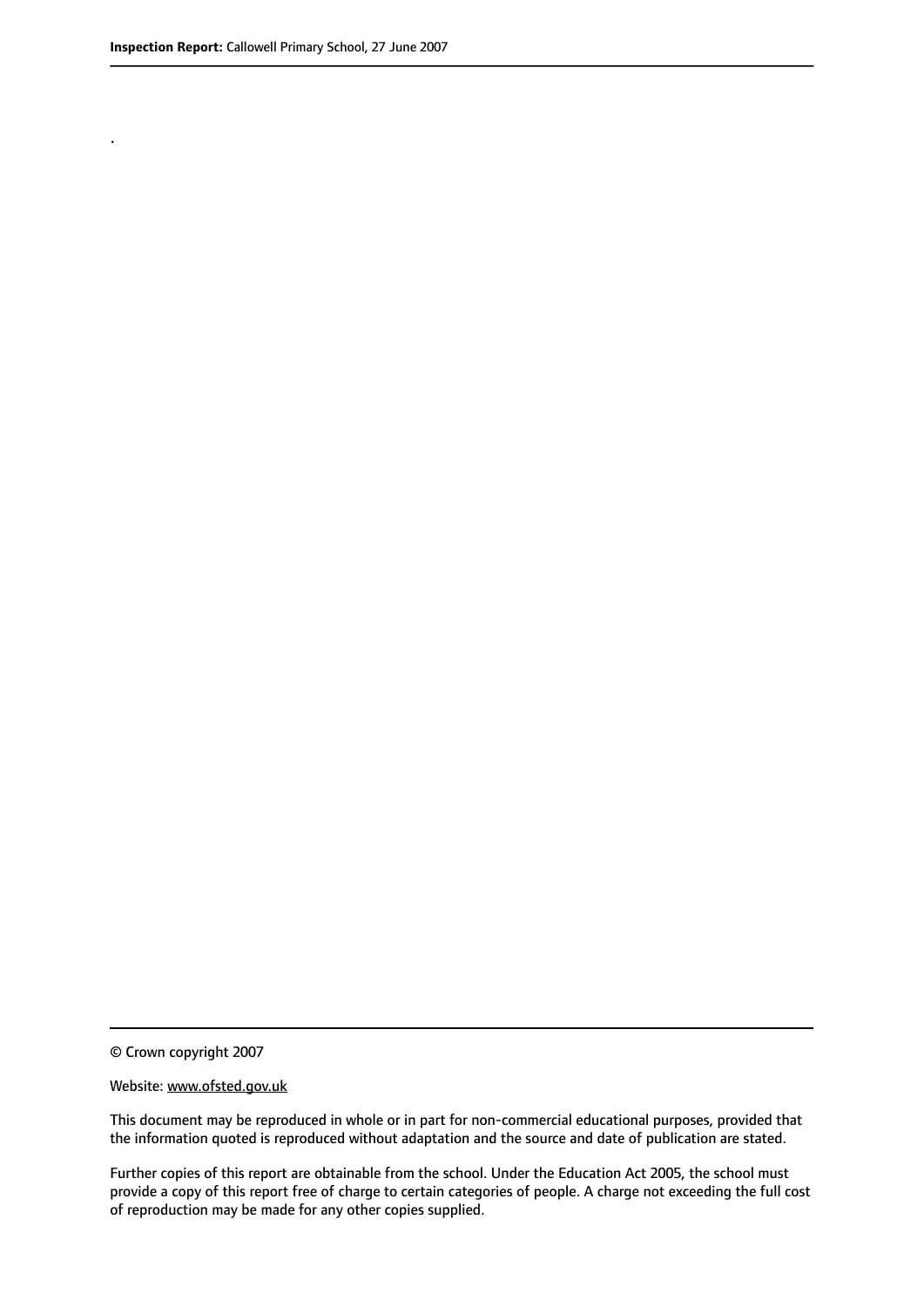.

© Crown copyright 2007

Website: www.ofsted.gov.uk

This document may be reproduced in whole or in part for non-commercial educational purposes, provided that the information quoted is reproduced without adaptation and the source and date of publication are stated.

Further copies of this report are obtainable from the school. Under the Education Act 2005, the school must provide a copy of this report free of charge to certain categories of people. A charge not exceeding the full cost of reproduction may be made for any other copies supplied.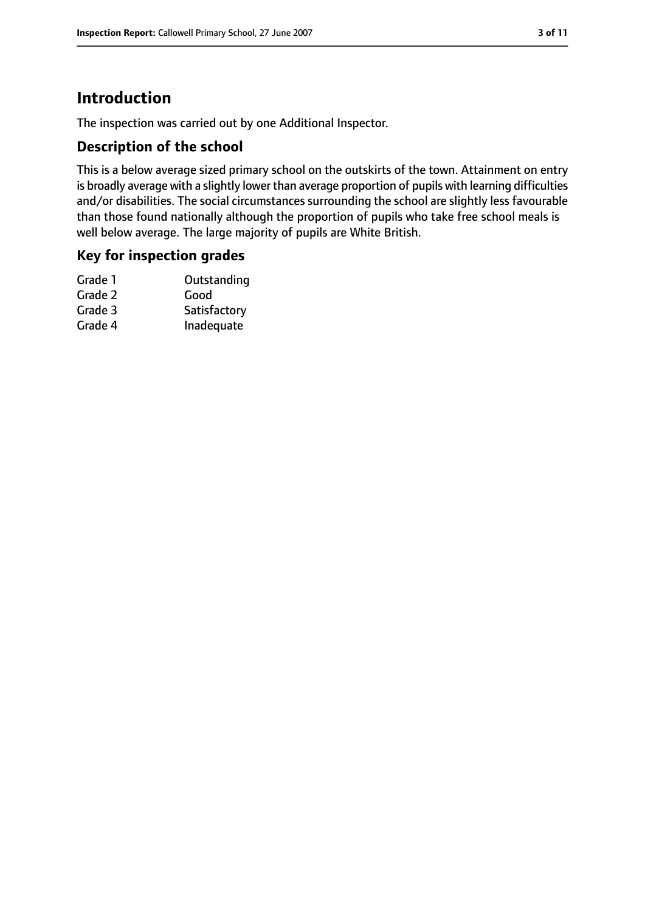# Introduction

The inspection was carried out by one Additional Inspector.

## Description of the school

This is a below average sized primary school on the outskirts of the town. Attainment on entry is broadly average with a slightly lower than average proportion of pupils with learning difficulties and/or disabilities. The social circumstances surrounding the school are slightly less favourable than those found nationally although the proportion of pupils who take free school meals is well below average. The large majority of pupils are White British.

## Key for inspection grades

| | |
|---|---|
| Grade 1 | Outstanding |
| Grade 2 | Good |
| Grade 3 | Satisfactory |
| Grade 4 | Inadequate |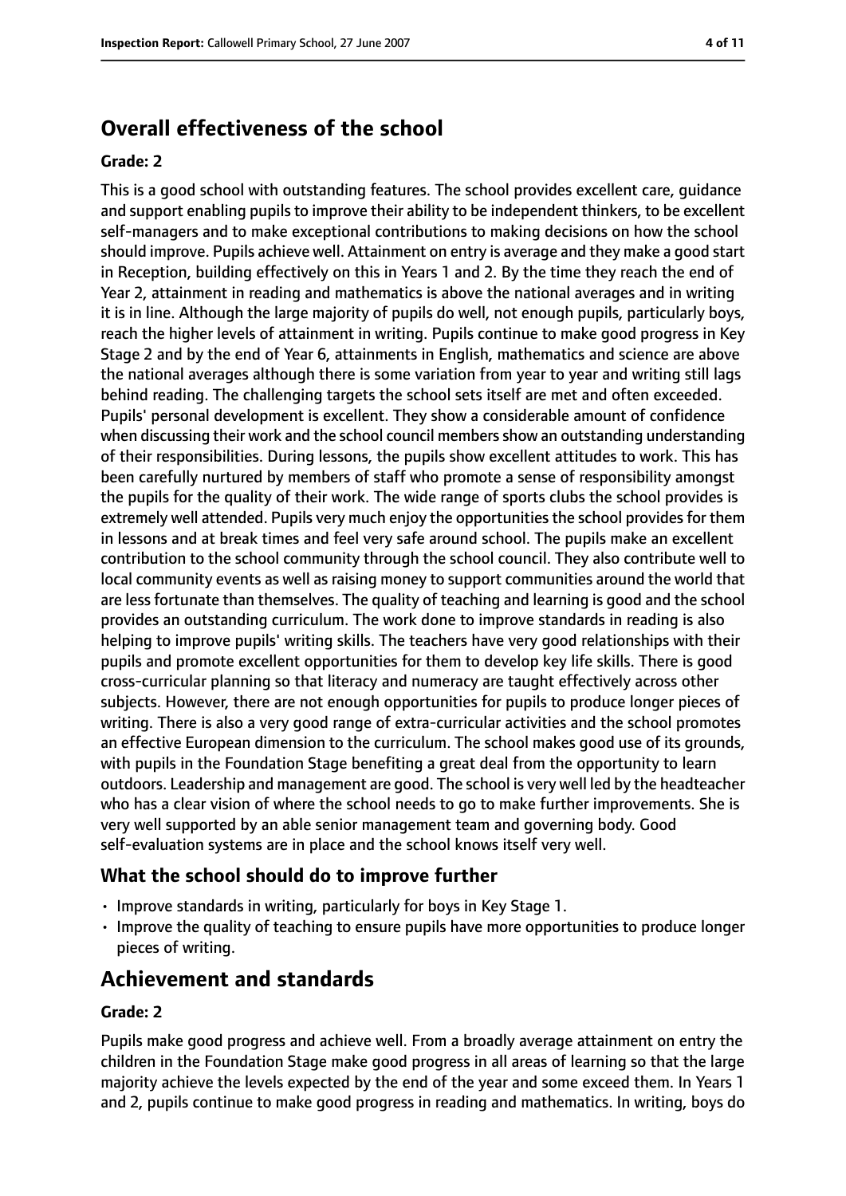## Overall effectiveness of the school

### Grade: 2

This is a good school with outstanding features. The school provides excellent care, guidance and support enabling pupils to improve their ability to be independent thinkers, to be excellent self-managers and to make exceptional contributions to making decisions on how the school should improve. Pupils achieve well. Attainment on entry is average and they make a good start in Reception, building effectively on this in Years 1 and 2. By the time they reach the end of Year 2, attainment in reading and mathematics is above the national averages and in writing it is in line. Although the large majority of pupils do well, not enough pupils, particularly boys, reach the higher levels of attainment in writing. Pupils continue to make good progress in Key Stage 2 and by the end of Year 6, attainments in English, mathematics and science are above the national averages although there is some variation from year to year and writing still lags behind reading. The challenging targets the school sets itself are met and often exceeded. Pupils' personal development is excellent. They show a considerable amount of confidence when discussing their work and the school council members show an outstanding understanding of their responsibilities. During lessons, the pupils show excellent attitudes to work. This has been carefully nurtured by members of staff who promote a sense of responsibility amongst the pupils for the quality of their work. The wide range of sports clubs the school provides is extremely well attended. Pupils very much enjoy the opportunities the school provides for them in lessons and at break times and feel very safe around school. The pupils make an excellent contribution to the school community through the school council. They also contribute well to local community events as well as raising money to support communities around the world that are less fortunate than themselves. The quality of teaching and learning is good and the school provides an outstanding curriculum. The work done to improve standards in reading is also helping to improve pupils' writing skills. The teachers have very good relationships with their pupils and promote excellent opportunities for them to develop key life skills. There is good cross-curricular planning so that literacy and numeracy are taught effectively across other subjects. However, there are not enough opportunities for pupils to produce longer pieces of writing. There is also a very good range of extra-curricular activities and the school promotes an effective European dimension to the curriculum. The school makes good use of its grounds, with pupils in the Foundation Stage benefiting a great deal from the opportunity to learn outdoors. Leadership and management are good. The school is very well led by the headteacher who has a clear vision of where the school needs to go to make further improvements. She is very well supported by an able senior management team and governing body. Good self-evaluation systems are in place and the school knows itself very well.

### What the school should do to improve further

- Improve standards in writing, particularly for boys in Key Stage 1.
- Improve the quality of teaching to ensure pupils have more opportunities to produce longer pieces of writing.

## Achievement and standards

### Grade: 2

Pupils make good progress and achieve well. From a broadly average attainment on entry the children in the Foundation Stage make good progress in all areas of learning so that the large majority achieve the levels expected by the end of the year and some exceed them. In Years 1 and 2, pupils continue to make good progress in reading and mathematics. In writing, boys do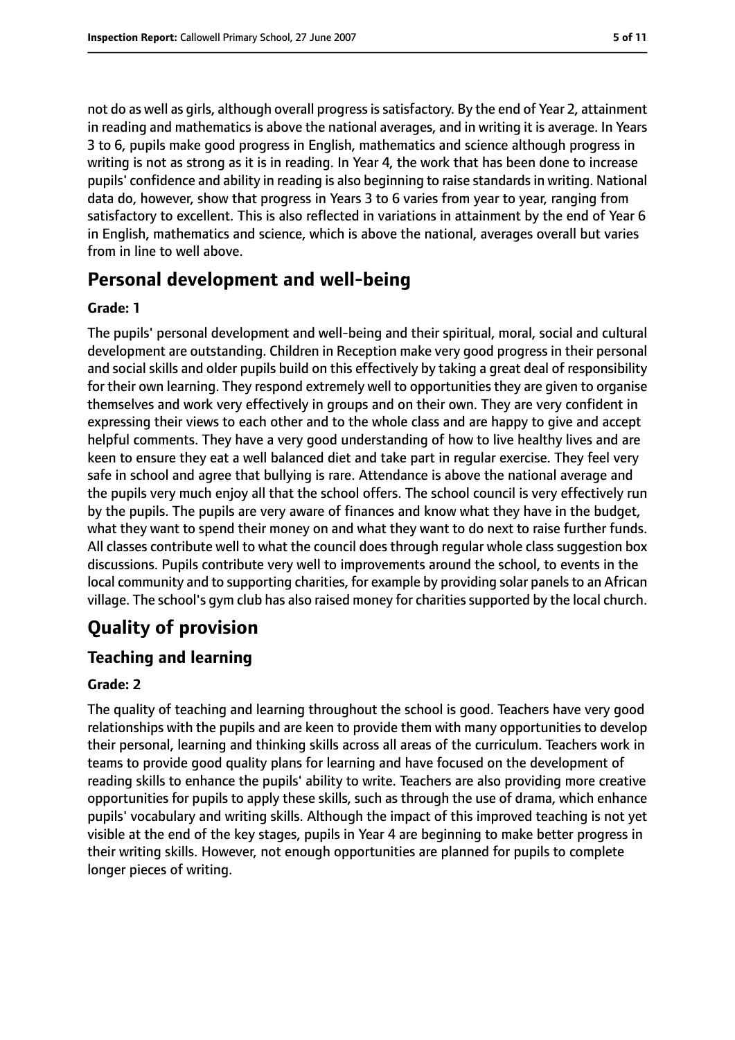not do as well as girls, although overall progress is satisfactory. By the end of Year 2, attainment in reading and mathematics is above the national averages, and in writing it is average. In Years 3 to 6, pupils make good progress in English, mathematics and science although progress in writing is not as strong as it is in reading. In Year 4, the work that has been done to increase pupils' confidence and ability in reading is also beginning to raise standards in writing. National data do, however, show that progress in Years 3 to 6 varies from year to year, ranging from satisfactory to excellent. This is also reflected in variations in attainment by the end of Year 6 in English, mathematics and science, which is above the national, averages overall but varies from in line to well above.

## Personal development and well-being

**Grade: 1**

The pupils' personal development and well-being and their spiritual, moral, social and cultural development are outstanding. Children in Reception make very good progress in their personal and social skills and older pupils build on this effectively by taking a great deal of responsibility for their own learning. They respond extremely well to opportunities they are given to organise themselves and work very effectively in groups and on their own. They are very confident in expressing their views to each other and to the whole class and are happy to give and accept helpful comments. They have a very good understanding of how to live healthy lives and are keen to ensure they eat a well balanced diet and take part in regular exercise. They feel very safe in school and agree that bullying is rare. Attendance is above the national average and the pupils very much enjoy all that the school offers. The school council is very effectively run by the pupils. The pupils are very aware of finances and know what they have in the budget, what they want to spend their money on and what they want to do next to raise further funds. All classes contribute well to what the council does through regular whole class suggestion box discussions. Pupils contribute very well to improvements around the school, to events in the local community and to supporting charities, for example by providing solar panels to an African village. The school's gym club has also raised money for charities supported by the local church.

# Quality of provision

## Teaching and learning

**Grade: 2**

The quality of teaching and learning throughout the school is good. Teachers have very good relationships with the pupils and are keen to provide them with many opportunities to develop their personal, learning and thinking skills across all areas of the curriculum. Teachers work in teams to provide good quality plans for learning and have focused on the development of reading skills to enhance the pupils' ability to write. Teachers are also providing more creative opportunities for pupils to apply these skills, such as through the use of drama, which enhance pupils' vocabulary and writing skills. Although the impact of this improved teaching is not yet visible at the end of the key stages, pupils in Year 4 are beginning to make better progress in their writing skills. However, not enough opportunities are planned for pupils to complete longer pieces of writing.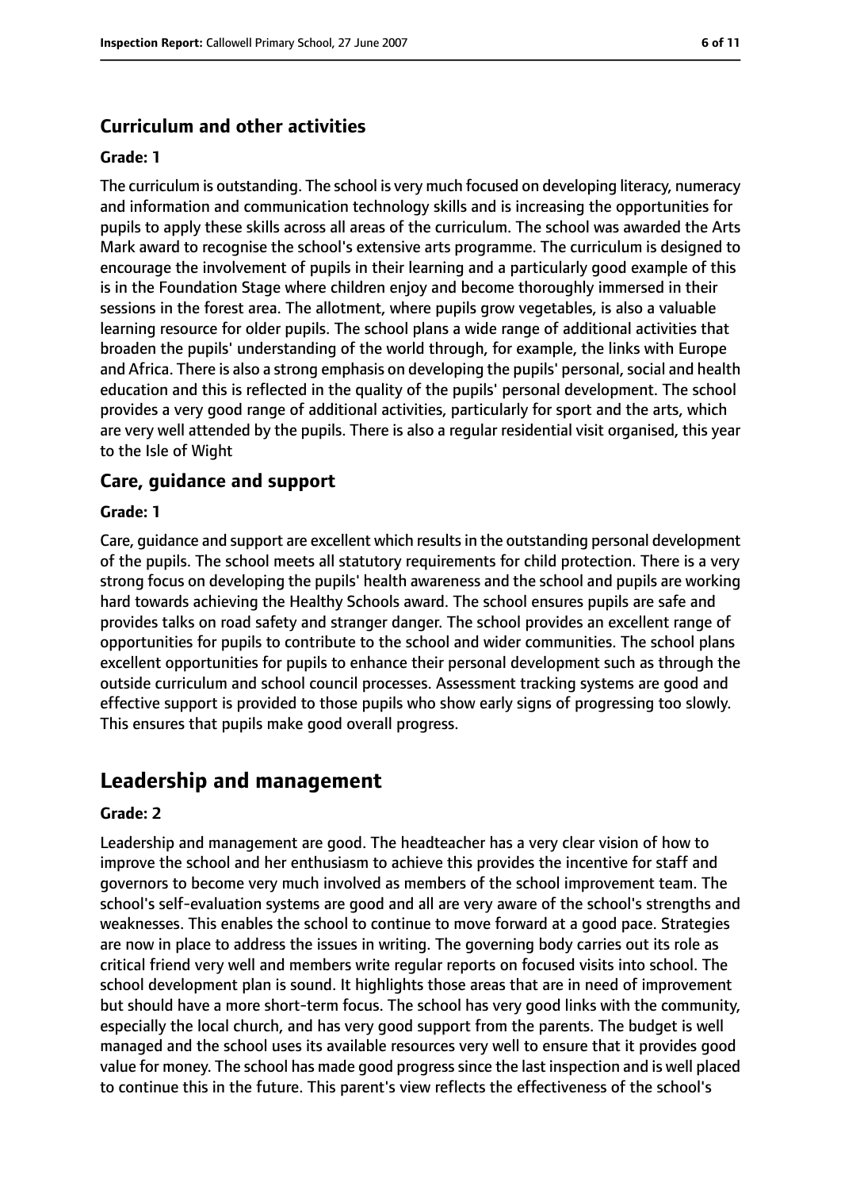### Curriculum and other activities

#### Grade: 1

The curriculum is outstanding. The school is very much focused on developing literacy, numeracy and information and communication technology skills and is increasing the opportunities for pupils to apply these skills across all areas of the curriculum. The school was awarded the Arts Mark award to recognise the school's extensive arts programme. The curriculum is designed to encourage the involvement of pupils in their learning and a particularly good example of this is in the Foundation Stage where children enjoy and become thoroughly immersed in their sessions in the forest area. The allotment, where pupils grow vegetables, is also a valuable learning resource for older pupils. The school plans a wide range of additional activities that broaden the pupils' understanding of the world through, for example, the links with Europe and Africa. There is also a strong emphasis on developing the pupils' personal, social and health education and this is reflected in the quality of the pupils' personal development. The school provides a very good range of additional activities, particularly for sport and the arts, which are very well attended by the pupils. There is also a regular residential visit organised, this year to the Isle of Wight

### Care, guidance and support

#### Grade: 1

Care, guidance and support are excellent which results in the outstanding personal development of the pupils. The school meets all statutory requirements for child protection. There is a very strong focus on developing the pupils' health awareness and the school and pupils are working hard towards achieving the Healthy Schools award. The school ensures pupils are safe and provides talks on road safety and stranger danger. The school provides an excellent range of opportunities for pupils to contribute to the school and wider communities. The school plans excellent opportunities for pupils to enhance their personal development such as through the outside curriculum and school council processes. Assessment tracking systems are good and effective support is provided to those pupils who show early signs of progressing too slowly. This ensures that pupils make good overall progress.

## Leadership and management

#### Grade: 2

Leadership and management are good. The headteacher has a very clear vision of how to improve the school and her enthusiasm to achieve this provides the incentive for staff and governors to become very much involved as members of the school improvement team. The school's self-evaluation systems are good and all are very aware of the school's strengths and weaknesses. This enables the school to continue to move forward at a good pace. Strategies are now in place to address the issues in writing. The governing body carries out its role as critical friend very well and members write regular reports on focused visits into school. The school development plan is sound. It highlights those areas that are in need of improvement but should have a more short-term focus. The school has very good links with the community, especially the local church, and has very good support from the parents. The budget is well managed and the school uses its available resources very well to ensure that it provides good value for money. The school has made good progress since the last inspection and is well placed to continue this in the future. This parent's view reflects the effectiveness of the school's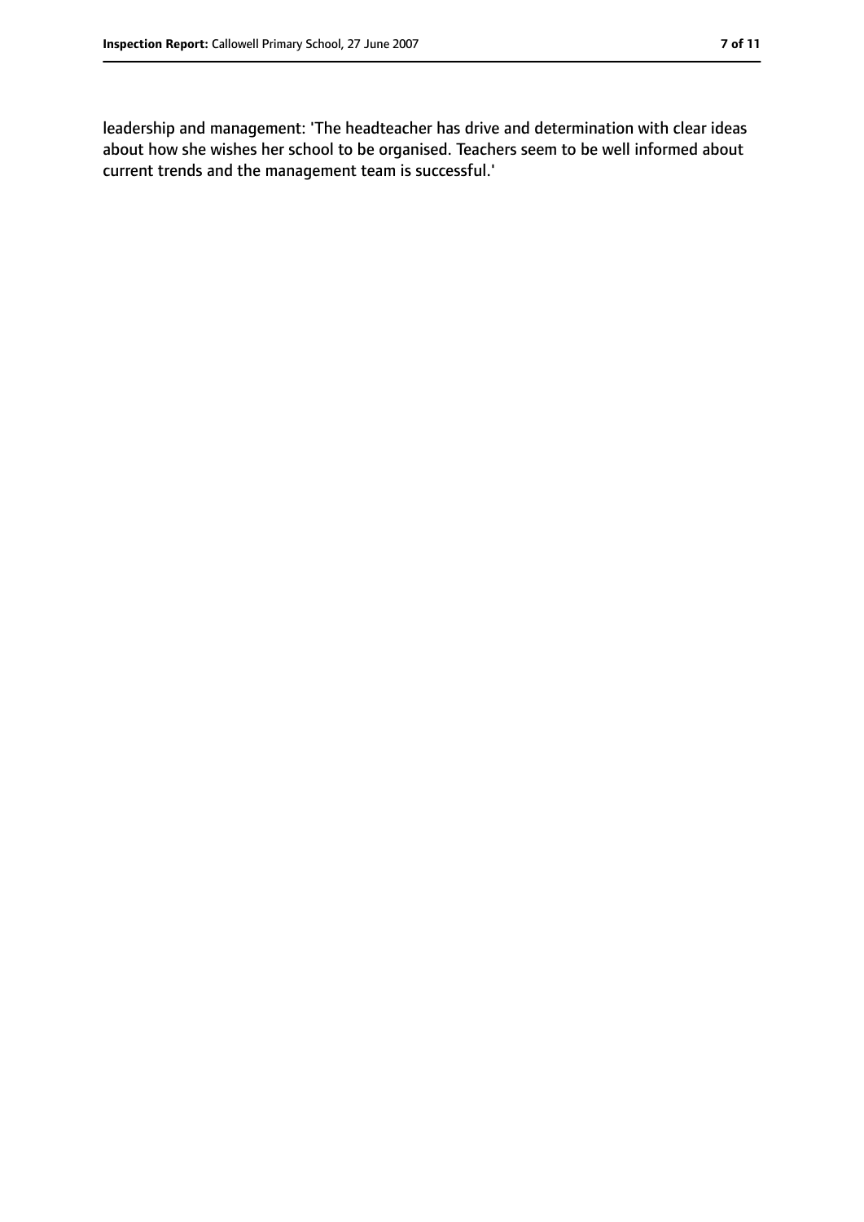leadership and management: 'The headteacher has drive and determination with clear ideas about how she wishes her school to be organised. Teachers seem to be well informed about current trends and the management team is successful.'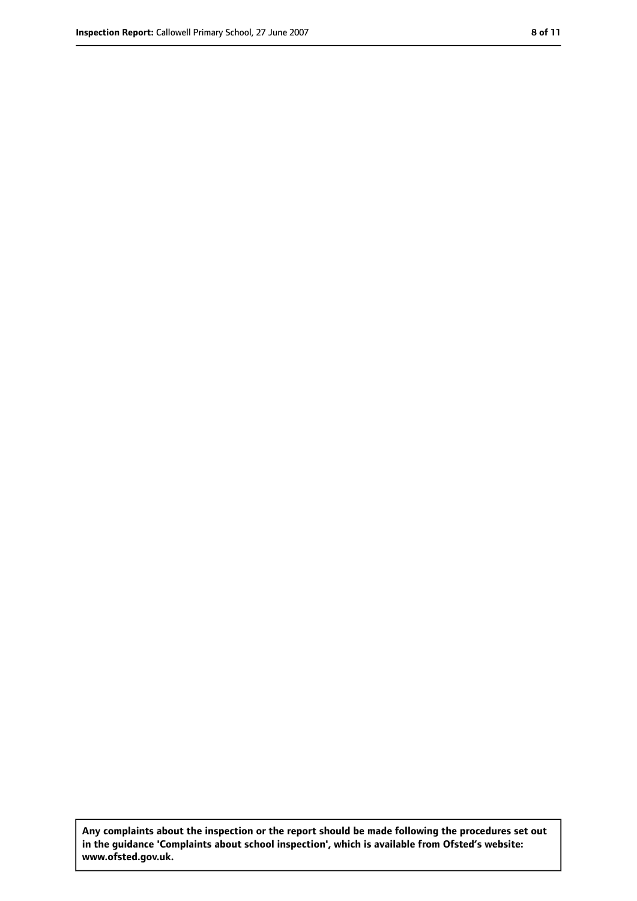**Any complaints about the inspection or the report should be made following the procedures set out in the guidance 'Complaints about school inspection', which is available from Ofsted's website: www.ofsted.gov.uk.**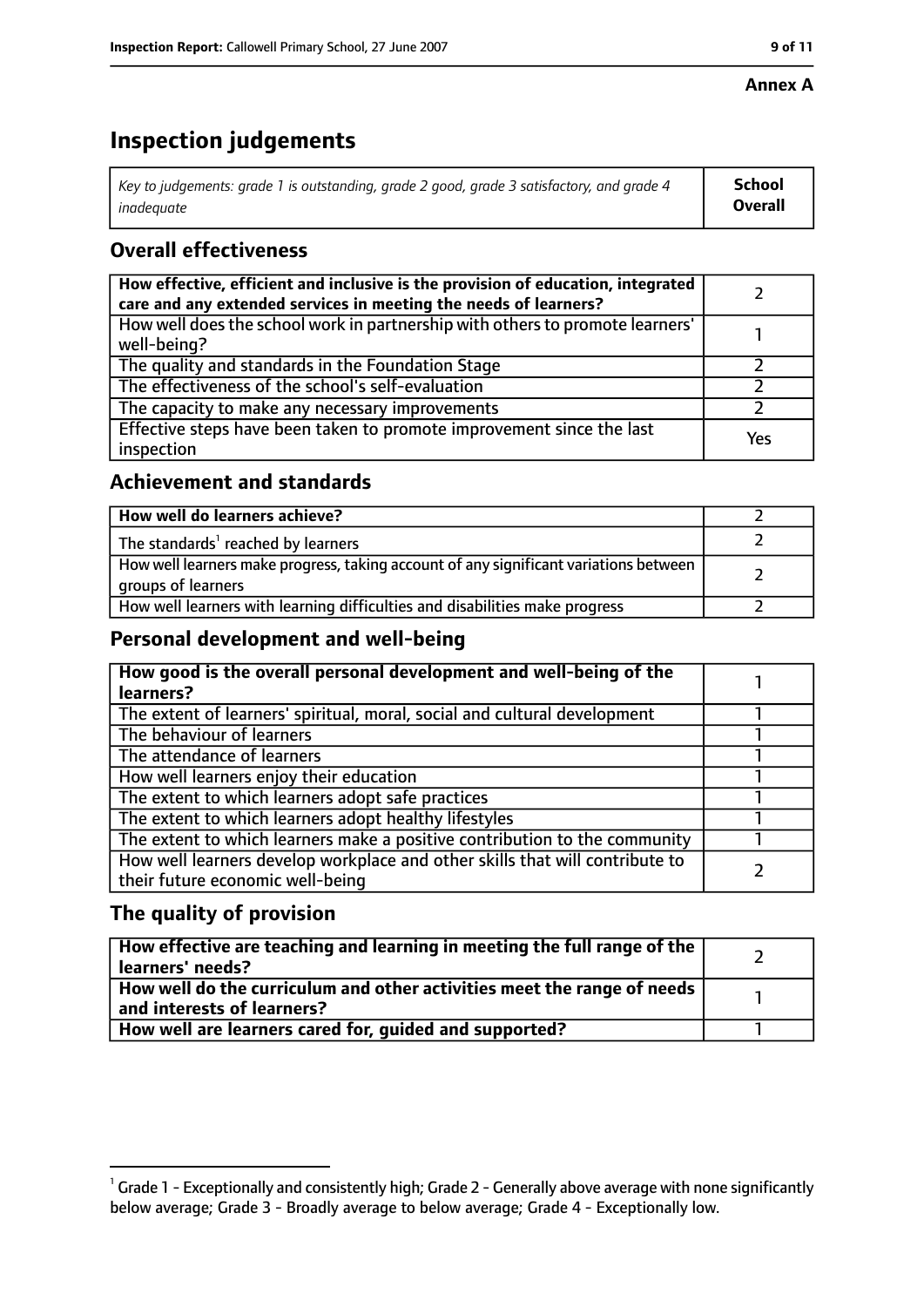**Annex A**

# Inspection judgements

| *Key to judgements: grade 1 is outstanding, grade 2 good, grade 3 satisfactory, and grade 4 inadequate* | **School Overall** |
|---|---|

## Overall effectiveness

| | |
|---|---|
| **How effective, efficient and inclusive is the provision of education, integrated care and any extended services in meeting the needs of learners?** | 2 |
| How well does the school work in partnership with others to promote learners' well-being? | 1 |
| The quality and standards in the Foundation Stage | 2 |
| The effectiveness of the school's self-evaluation | 2 |
| The capacity to make any necessary improvements | 2 |
| Effective steps have been taken to promote improvement since the last inspection | Yes |

## Achievement and standards

| | |
|---|---|
| **How well do learners achieve?** | 2 |
| The standards[1] reached by learners | 2 |
| How well learners make progress, taking account of any significant variations between groups of learners | 2 |
| How well learners with learning difficulties and disabilities make progress | 2 |

## Personal development and well-being

| | |
|---|---|
| **How good is the overall personal development and well-being of the learners?** | 1 |
| The extent of learners' spiritual, moral, social and cultural development | 1 |
| The behaviour of learners | 1 |
| The attendance of learners | 1 |
| How well learners enjoy their education | 1 |
| The extent to which learners adopt safe practices | 1 |
| The extent to which learners adopt healthy lifestyles | 1 |
| The extent to which learners make a positive contribution to the community | 1 |
| How well learners develop workplace and other skills that will contribute to their future economic well-being | 2 |

## The quality of provision

| | |
|---|---|
| **How effective are teaching and learning in meeting the full range of the learners' needs?** | 2 |
| **How well do the curriculum and other activities meet the range of needs and interests of learners?** | 1 |
| **How well are learners cared for, guided and supported?** | 1 |

[1] Grade 1 - Exceptionally and consistently high; Grade 2 - Generally above average with none significantly below average; Grade 3 - Broadly average to below average; Grade 4 - Exceptionally low.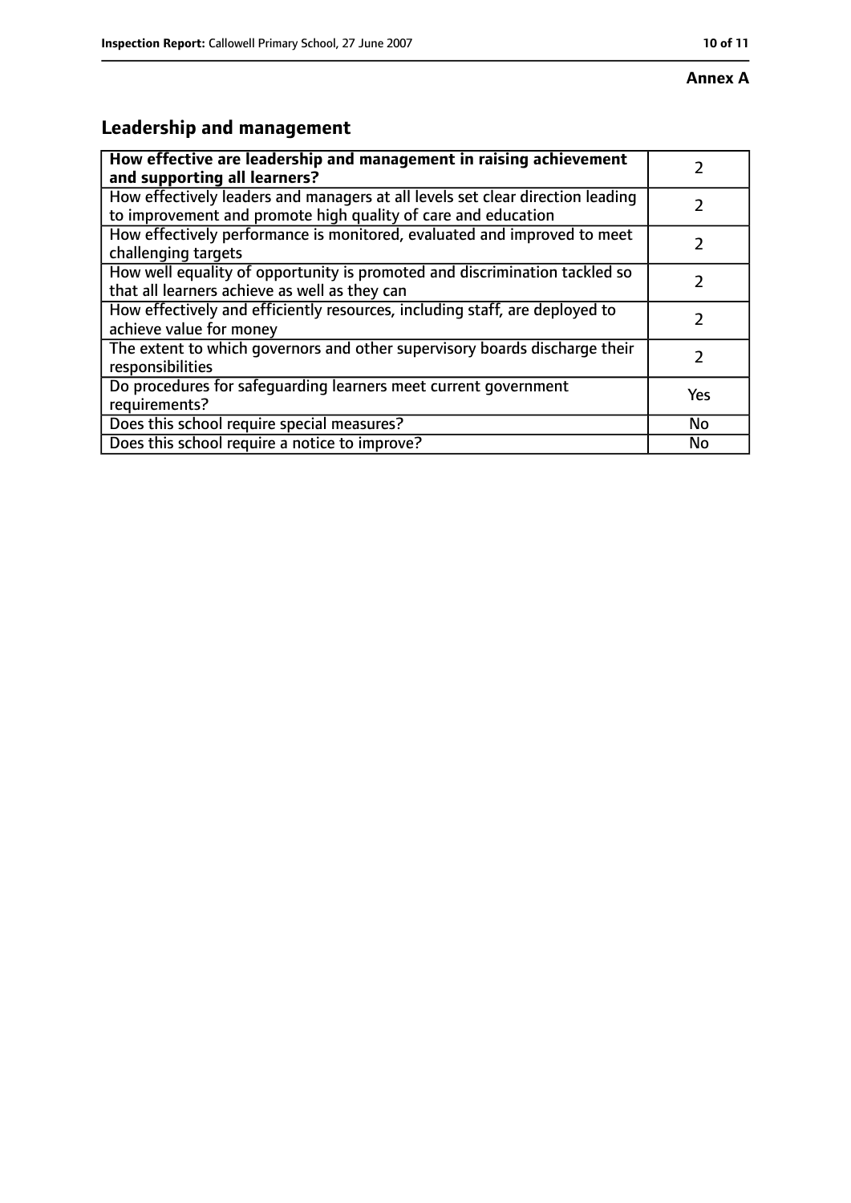**Annex A**

## Leadership and management

| **How effective are leadership and management in raising achievement and supporting all learners?** | 2 |
|---|---|
| How effectively leaders and managers at all levels set clear direction leading to improvement and promote high quality of care and education | 2 |
| How effectively performance is monitored, evaluated and improved to meet challenging targets | 2 |
| How well equality of opportunity is promoted and discrimination tackled so that all learners achieve as well as they can | 2 |
| How effectively and efficiently resources, including staff, are deployed to achieve value for money | 2 |
| The extent to which governors and other supervisory boards discharge their responsibilities | 2 |
| Do procedures for safeguarding learners meet current government requirements? | Yes |
| Does this school require special measures? | No |
| Does this school require a notice to improve? | No |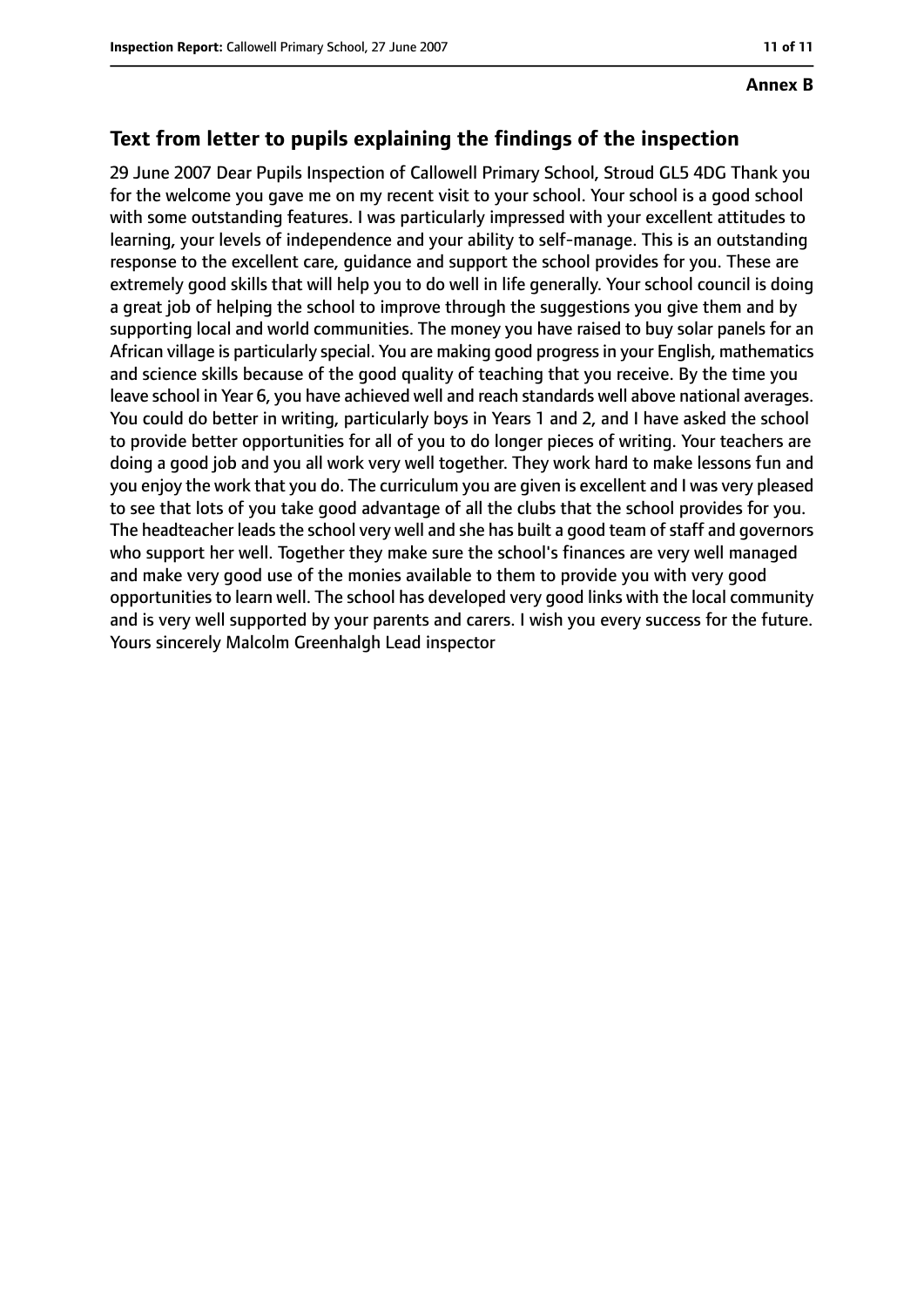**Annex B**

## Text from letter to pupils explaining the findings of the inspection

29 June 2007 Dear Pupils Inspection of Callowell Primary School, Stroud GL5 4DG Thank you for the welcome you gave me on my recent visit to your school. Your school is a good school with some outstanding features. I was particularly impressed with your excellent attitudes to learning, your levels of independence and your ability to self-manage. This is an outstanding response to the excellent care, guidance and support the school provides for you. These are extremely good skills that will help you to do well in life generally. Your school council is doing a great job of helping the school to improve through the suggestions you give them and by supporting local and world communities. The money you have raised to buy solar panels for an African village is particularly special. You are making good progress in your English, mathematics and science skills because of the good quality of teaching that you receive. By the time you leave school in Year 6, you have achieved well and reach standards well above national averages. You could do better in writing, particularly boys in Years 1 and 2, and I have asked the school to provide better opportunities for all of you to do longer pieces of writing. Your teachers are doing a good job and you all work very well together. They work hard to make lessons fun and you enjoy the work that you do. The curriculum you are given is excellent and I was very pleased to see that lots of you take good advantage of all the clubs that the school provides for you. The headteacher leads the school very well and she has built a good team of staff and governors who support her well. Together they make sure the school's finances are very well managed and make very good use of the monies available to them to provide you with very good opportunities to learn well. The school has developed very good links with the local community and is very well supported by your parents and carers. I wish you every success for the future. Yours sincerely Malcolm Greenhalgh Lead inspector